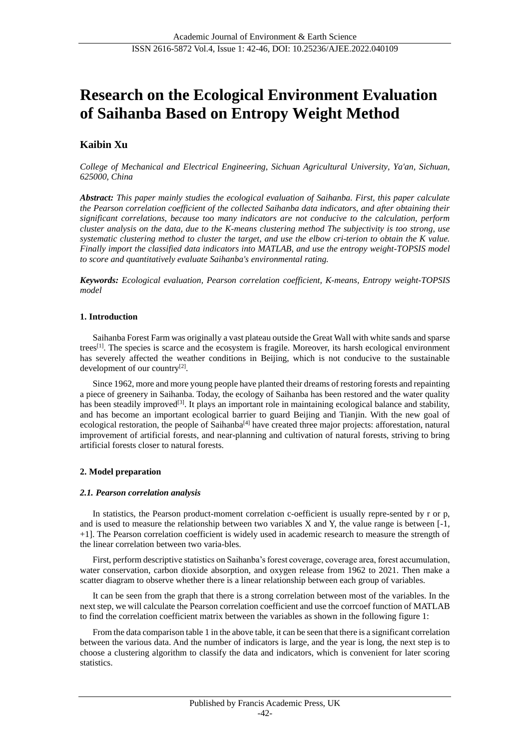# Research on the Ecological Environment Evaluation of Saihanba Based on Entropy Weight Method

## Kaibin Xu

*College of Mechanical and Electrical Engineering, Sichuan Agricultural University, Ya'an, Sichuan, 625000, China*

***Abstract:*** *This paper mainly studies the ecological evaluation of Saihanba. First, this paper calculate the Pearson correlation coefficient of the collected Saihanba data indicators, and after obtaining their significant correlations, because too many indicators are not conducive to the calculation, perform cluster analysis on the data, due to the K-means clustering method The subjectivity is too strong, use systematic clustering method to cluster the target, and use the elbow cri-terion to obtain the K value. Finally import the classified data indicators into MATLAB, and use the entropy weight-TOPSIS model to score and quantitatively evaluate Saihanba's environmental rating.*

***Keywords:*** *Ecological evaluation, Pearson correlation coefficient, K-means, Entropy weight-TOPSIS model*

### 1. Introduction

Saihanba Forest Farm was originally a vast plateau outside the Great Wall with white sands and sparse trees[1]. The species is scarce and the ecosystem is fragile. Moreover, its harsh ecological environment has severely affected the weather conditions in Beijing, which is not conducive to the sustainable development of our country[2].

Since 1962, more and more young people have planted their dreams of restoring forests and repainting a piece of greenery in Saihanba. Today, the ecology of Saihanba has been restored and the water quality has been steadily improved[3]. It plays an important role in maintaining ecological balance and stability, and has become an important ecological barrier to guard Beijing and Tianjin. With the new goal of ecological restoration, the people of Saihanba[4] have created three major projects: afforestation, natural improvement of artificial forests, and near-planning and cultivation of natural forests, striving to bring artificial forests closer to natural forests.

### 2. Model preparation

#### *2.1. Pearson correlation analysis*

In statistics, the Pearson product-moment correlation c-oefficient is usually repre-sented by r or p, and is used to measure the relationship between two variables X and Y, the value range is between [-1, +1]. The Pearson correlation coefficient is widely used in academic research to measure the strength of the linear correlation between two varia-bles.

First, perform descriptive statistics on Saihanba's forest coverage, coverage area, forest accumulation, water conservation, carbon dioxide absorption, and oxygen release from 1962 to 2021. Then make a scatter diagram to observe whether there is a linear relationship between each group of variables.

It can be seen from the graph that there is a strong correlation between most of the variables. In the next step, we will calculate the Pearson correlation coefficient and use the corrcoef function of MATLAB to find the correlation coefficient matrix between the variables as shown in the following figure 1:

From the data comparison table 1 in the above table, it can be seen that there is a significant correlation between the various data. And the number of indicators is large, and the year is long, the next step is to choose a clustering algorithm to classify the data and indicators, which is convenient for later scoring statistics.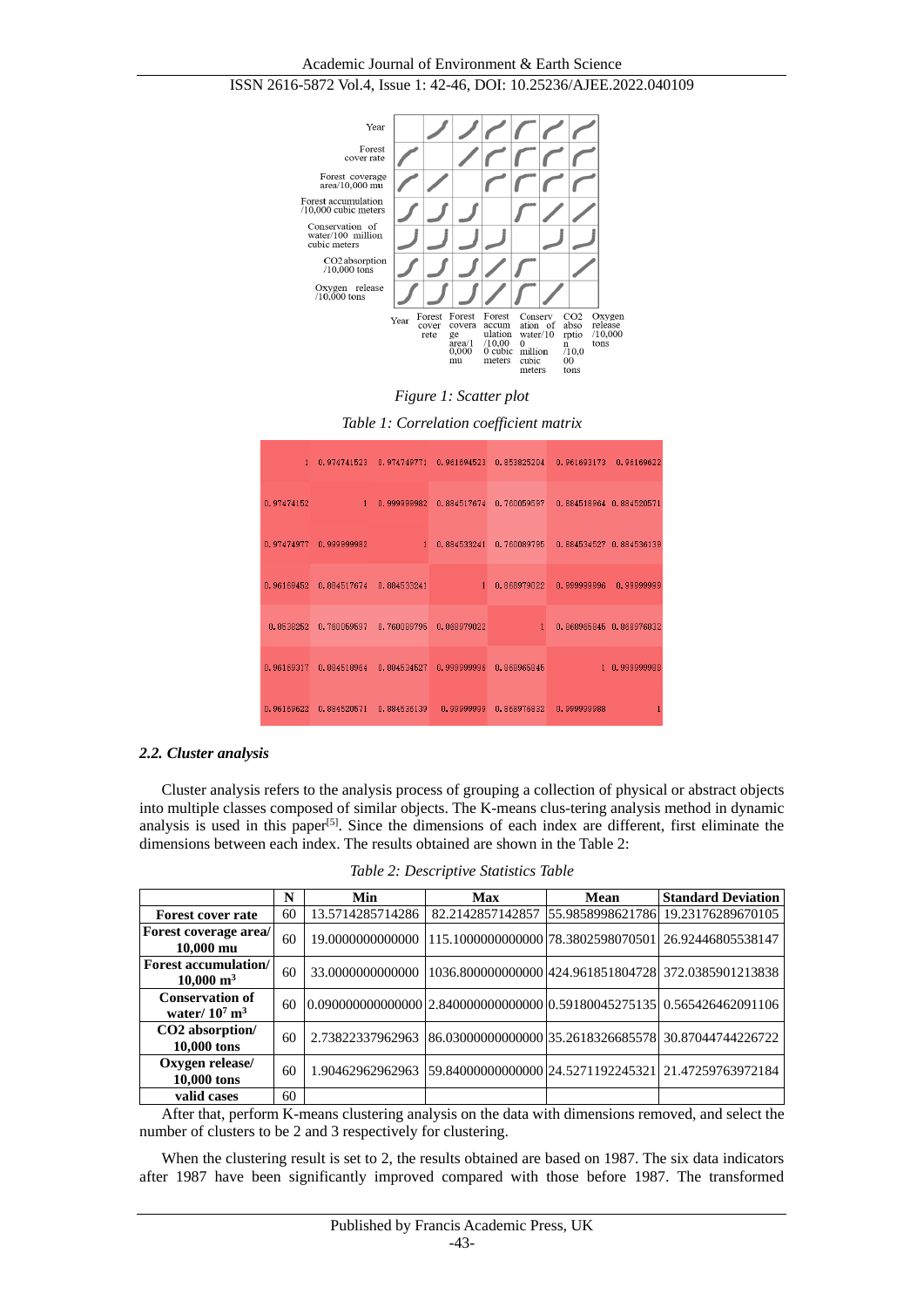*Figure 1: Scatter plot*

*Table 1: Correlation coefficient matrix*

| 1 | 0.974741523 | 0.974749771 | 0.961694523 | 0.853825204 | 0.961693173 | 0.96169622 |
|---|---|---|---|---|---|---|
| 0.97474152 | 1 | 0.999999982 | 0.884517674 | 0.760059597 | 0.884518964 | 0.884520571 |
| 0.97474977 | 0.999999982 | 1 | 0.884533241 | 0.760089795 | 0.884534527 | 0.884536139 |
| 0.96169452 | 0.884517674 | 0.884533241 | 1 | 0.868979022 | 0.999999996 | 0.99999999 |
| 0.8538252 | 0.760059597 | 0.760089795 | 0.868979022 | 1 | 0.868965845 | 0.868976832 |
| 0.96169317 | 0.884518964 | 0.884534527 | 0.999999996 | 0.868965845 | 1 | 0.999999988 |
| 0.96169622 | 0.884520571 | 0.884536139 | 0.99999999 | 0.868976832 | 0.999999988 | 1 |

### 2.2. Cluster analysis

Cluster analysis refers to the analysis process of grouping a collection of physical or abstract objects into multiple classes composed of similar objects. The K-means clus-tering analysis method in dynamic analysis is used in this paper[5]. Since the dimensions of each index are different, first eliminate the dimensions between each index. The results obtained are shown in the Table 2:

*Table 2: Descriptive Statistics Table*

| | N | Min | Max | Mean | Standard Deviation |
|---|---|---|---|---|---|
| **Forest cover rate** | 60 | 13.5714285714286 | 82.2142857142857 | 55.9858998621786 | 19.23176289670105 |
| **Forest coverage area/ 10,000 mu** | 60 | 19.0000000000000 | 115.1000000000000 | 78.3802598070501 | 26.92446805538147 |
| **Forest accumulation/ 10,000 $m^3$** | 60 | 33.0000000000000 | 1036.800000000000 | 424.961851804728 | 372.0385901213838 |
| **Conservation of water/ $10^7$ $m^3$** | 60 | 0.090000000000000 | 2.840000000000000 | 0.59180045275135 | 0.565426462091106 |
| **CO2 absorption/ 10,000 tons** | 60 | 2.73822337962963 | 86.03000000000000 | 35.2618326685578 | 30.87044744226722 |
| **Oxygen release/ 10,000 tons** | 60 | 1.90462962962963 | 59.84000000000000 | 24.5271192245321 | 21.47259763972184 |
| **valid cases** | 60 | | | | |

After that, perform K-means clustering analysis on the data with dimensions removed, and select the number of clusters to be 2 and 3 respectively for clustering.

When the clustering result is set to 2, the results obtained are based on 1987. The six data indicators after 1987 have been significantly improved compared with those before 1987. The transformed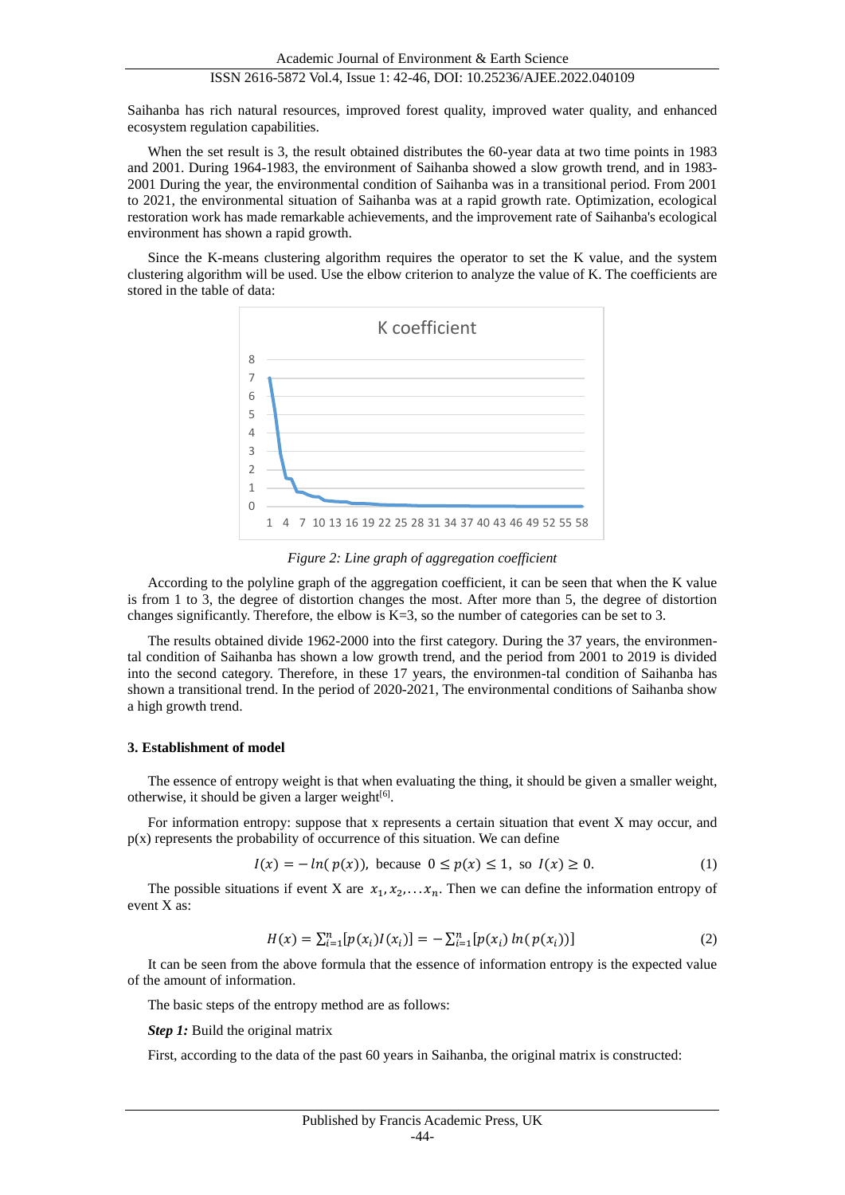Saihanba has rich natural resources, improved forest quality, improved water quality, and enhanced ecosystem regulation capabilities.

When the set result is 3, the result obtained distributes the 60-year data at two time points in 1983 and 2001. During 1964-1983, the environment of Saihanba showed a slow growth trend, and in 1983-2001 During the year, the environmental condition of Saihanba was in a transitional period. From 2001 to 2021, the environmental situation of Saihanba was at a rapid growth rate. Optimization, ecological restoration work has made remarkable achievements, and the improvement rate of Saihanba's ecological environment has shown a rapid growth.

Since the K-means clustering algorithm requires the operator to set the K value, and the system clustering algorithm will be used. Use the elbow criterion to analyze the value of K. The coefficients are stored in the table of data:

*Figure 2: Line graph of aggregation coefficient*

According to the polyline graph of the aggregation coefficient, it can be seen that when the K value is from 1 to 3, the degree of distortion changes the most. After more than 5, the degree of distortion changes significantly. Therefore, the elbow is K=3, so the number of categories can be set to 3.

The results obtained divide 1962-2000 into the first category. During the 37 years, the environmental condition of Saihanba has shown a low growth trend, and the period from 2001 to 2019 is divided into the second category. Therefore, in these 17 years, the environmen-tal condition of Saihanba has shown a transitional trend. In the period of 2020-2021, The environmental conditions of Saihanba show a high growth trend.

### 3. Establishment of model

The essence of entropy weight is that when evaluating the thing, it should be given a smaller weight, otherwise, it should be given a larger weight[6].

For information entropy: suppose that x represents a certain situation that event X may occur, and p(x) represents the probability of occurrence of this situation. We can define

$$I(x) = -\ln(p(x)), \text{ because } 0 \le p(x) \le 1, \text{ so } I(x) \ge 0. \tag{1}$$

The possible situations if event X are $x_1, x_2, \ldots x_n$. Then we can define the information entropy of event X as:

$$H(x) = \sum_{i=1}^{n}[p(x_i)I(x_i)] = -\sum_{i=1}^{n}[p(x_i)\ln(p(x_i))] \tag{2}$$

It can be seen from the above formula that the essence of information entropy is the expected value of the amount of information.

The basic steps of the entropy method are as follows:

***Step 1:*** Build the original matrix

First, according to the data of the past 60 years in Saihanba, the original matrix is constructed: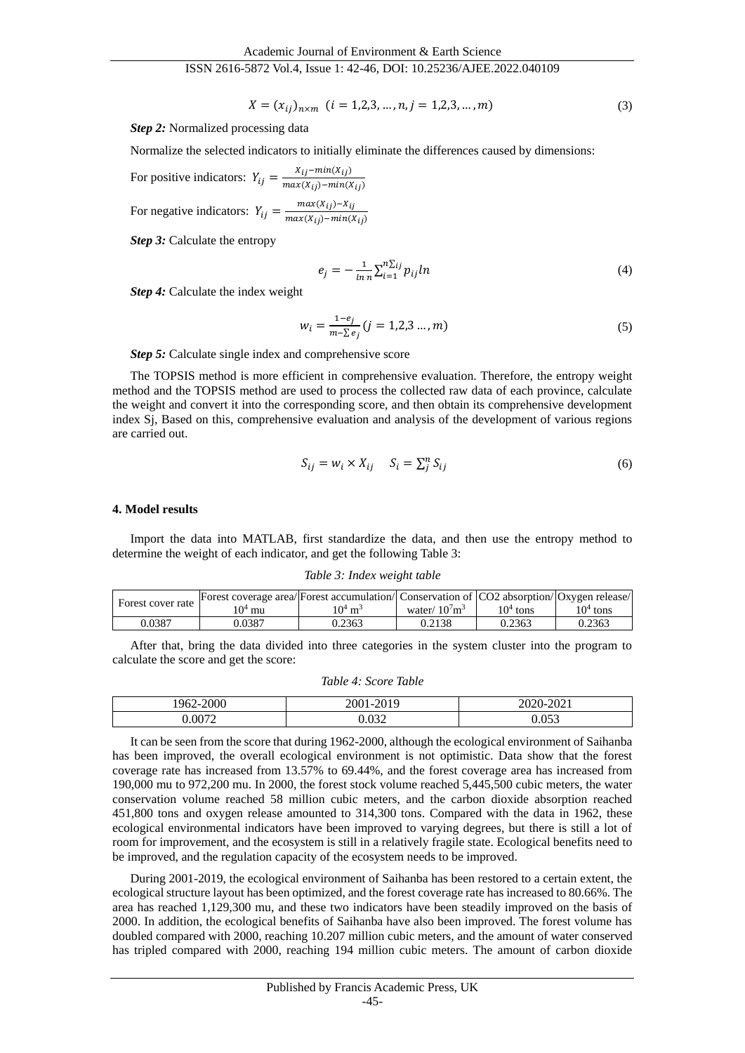$$X = (x_{ij})_{n\times m} \quad (i = 1,2,3,\dots,n, j = 1,2,3,\dots,m) \tag{3}$$

***Step 2:*** Normalized processing data

Normalize the selected indicators to initially eliminate the differences caused by dimensions:

For positive indicators: $Y_{ij} = \frac{X_{ij}-min(X_{ij})}{max(X_{ij})-min(X_{ij})}$

For negative indicators: $Y_{ij} = \frac{max(X_{ij})-X_{ij}}{max(X_{ij})-min(X_{ij})}$

***Step 3:*** Calculate the entropy

$$e_j = -\frac{1}{\ln n}\sum_{i=1}^{n\Sigma_{ij}} p_{ij} ln \tag{4}$$

***Step 4:*** Calculate the index weight

$$w_i = \frac{1-e_j}{m-\sum e_j} (j = 1,2,3 \dots, m) \tag{5}$$

***Step 5:*** Calculate single index and comprehensive score

The TOPSIS method is more efficient in comprehensive evaluation. Therefore, the entropy weight method and the TOPSIS method are used to process the collected raw data of each province, calculate the weight and convert it into the corresponding score, and then obtain its comprehensive development index Sj, Based on this, comprehensive evaluation and analysis of the development of various regions are carried out.

$$S_{ij} = w_i \times X_{ij} \quad S_i = \sum_j^n S_{ij} \tag{6}$$

#### 4. Model results

Import the data into MATLAB, first standardize the data, and then use the entropy method to determine the weight of each indicator, and get the following Table 3:

*Table 3: Index weight table*

| Forest cover rate | Forest coverage area/ $10^4$ mu | Forest accumulation/ $10^4$ $m^3$ | Conservation of water/ $10^7 m^3$ | CO2 absorption/ $10^4$ tons | Oxygen release/ $10^4$ tons |
|---|---|---|---|---|---|
| 0.0387 | 0.0387 | 0.2363 | 0.2138 | 0.2363 | 0.2363 |

After that, bring the data divided into three categories in the system cluster into the program to calculate the score and get the score:

*Table 4: Score Table*

| 1962-2000 | 2001-2019 | 2020-2021 |
|---|---|---|
| 0.0072 | 0.032 | 0.053 |

It can be seen from the score that during 1962-2000, although the ecological environment of Saihanba has been improved, the overall ecological environment is not optimistic. Data show that the forest coverage rate has increased from 13.57% to 69.44%, and the forest coverage area has increased from 190,000 mu to 972,200 mu. In 2000, the forest stock volume reached 5,445,500 cubic meters, the water conservation volume reached 58 million cubic meters, and the carbon dioxide absorption reached 451,800 tons and oxygen release amounted to 314,300 tons. Compared with the data in 1962, these ecological environmental indicators have been improved to varying degrees, but there is still a lot of room for improvement, and the ecosystem is still in a relatively fragile state. Ecological benefits need to be improved, and the regulation capacity of the ecosystem needs to be improved.

During 2001-2019, the ecological environment of Saihanba has been restored to a certain extent, the ecological structure layout has been optimized, and the forest coverage rate has increased to 80.66%. The area has reached 1,129,300 mu, and these two indicators have been steadily improved on the basis of 2000. In addition, the ecological benefits of Saihanba have also been improved. The forest volume has doubled compared with 2000, reaching 10.207 million cubic meters, and the amount of water conserved has tripled compared with 2000, reaching 194 million cubic meters. The amount of carbon dioxide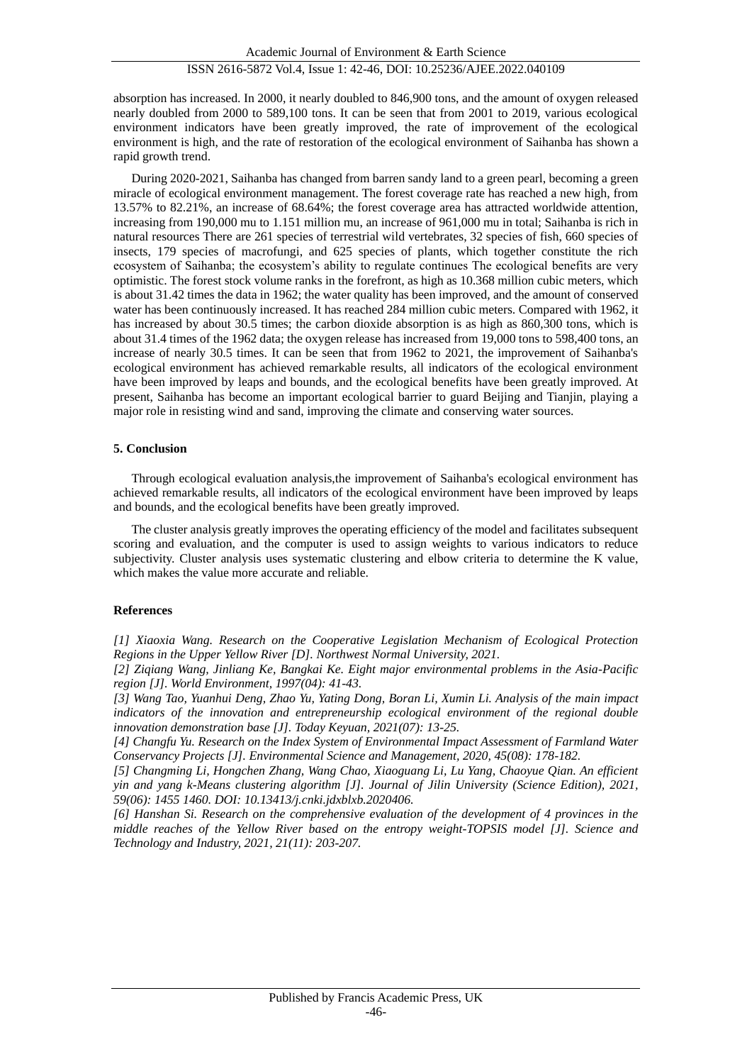absorption has increased. In 2000, it nearly doubled to 846,900 tons, and the amount of oxygen released nearly doubled from 2000 to 589,100 tons. It can be seen that from 2001 to 2019, various ecological environment indicators have been greatly improved, the rate of improvement of the ecological environment is high, and the rate of restoration of the ecological environment of Saihanba has shown a rapid growth trend.

During 2020-2021, Saihanba has changed from barren sandy land to a green pearl, becoming a green miracle of ecological environment management. The forest coverage rate has reached a new high, from 13.57% to 82.21%, an increase of 68.64%; the forest coverage area has attracted worldwide attention, increasing from 190,000 mu to 1.151 million mu, an increase of 961,000 mu in total; Saihanba is rich in natural resources There are 261 species of terrestrial wild vertebrates, 32 species of fish, 660 species of insects, 179 species of macrofungi, and 625 species of plants, which together constitute the rich ecosystem of Saihanba; the ecosystem's ability to regulate continues The ecological benefits are very optimistic. The forest stock volume ranks in the forefront, as high as 10.368 million cubic meters, which is about 31.42 times the data in 1962; the water quality has been improved, and the amount of conserved water has been continuously increased. It has reached 284 million cubic meters. Compared with 1962, it has increased by about 30.5 times; the carbon dioxide absorption is as high as 860,300 tons, which is about 31.4 times of the 1962 data; the oxygen release has increased from 19,000 tons to 598,400 tons, an increase of nearly 30.5 times. It can be seen that from 1962 to 2021, the improvement of Saihanba's ecological environment has achieved remarkable results, all indicators of the ecological environment have been improved by leaps and bounds, and the ecological benefits have been greatly improved. At present, Saihanba has become an important ecological barrier to guard Beijing and Tianjin, playing a major role in resisting wind and sand, improving the climate and conserving water sources.

## 5. Conclusion

Through ecological evaluation analysis,the improvement of Saihanba's ecological environment has achieved remarkable results, all indicators of the ecological environment have been improved by leaps and bounds, and the ecological benefits have been greatly improved.

The cluster analysis greatly improves the operating efficiency of the model and facilitates subsequent scoring and evaluation, and the computer is used to assign weights to various indicators to reduce subjectivity. Cluster analysis uses systematic clustering and elbow criteria to determine the K value, which makes the value more accurate and reliable.

## References

*[1] Xiaoxia Wang. Research on the Cooperative Legislation Mechanism of Ecological Protection Regions in the Upper Yellow River [D]. Northwest Normal University, 2021.*

*[2] Ziqiang Wang, Jinliang Ke, Bangkai Ke. Eight major environmental problems in the Asia-Pacific region [J]. World Environment, 1997(04): 41-43.*

*[3] Wang Tao, Yuanhui Deng, Zhao Yu, Yating Dong, Boran Li, Xumin Li. Analysis of the main impact indicators of the innovation and entrepreneurship ecological environment of the regional double innovation demonstration base [J]. Today Keyuan, 2021(07): 13-25.*

*[4] Changfu Yu. Research on the Index System of Environmental Impact Assessment of Farmland Water Conservancy Projects [J]. Environmental Science and Management, 2020, 45(08): 178-182.*

*[5] Changming Li, Hongchen Zhang, Wang Chao, Xiaoguang Li, Lu Yang, Chaoyue Qian. An efficient yin and yang k-Means clustering algorithm [J]. Journal of Jilin University (Science Edition), 2021, 59(06): 1455 1460. DOI: 10.13413/j.cnki.jdxblxb.2020406.*

*[6] Hanshan Si. Research on the comprehensive evaluation of the development of 4 provinces in the middle reaches of the Yellow River based on the entropy weight-TOPSIS model [J]. Science and Technology and Industry, 2021, 21(11): 203-207.*